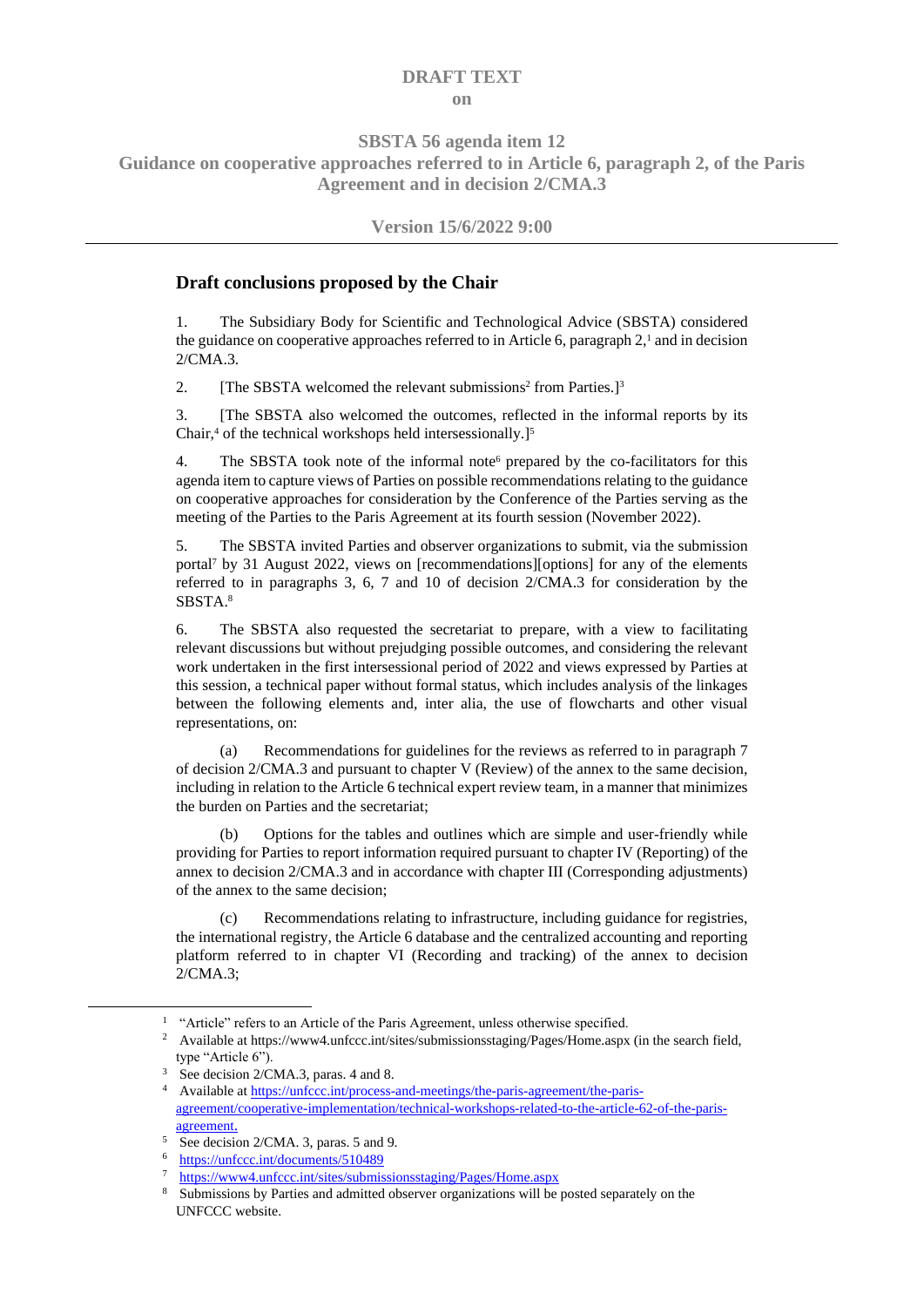**DRAFT TEXT**

**on**

**SBSTA 56 agenda item 12**
**Guidance on cooperative approaches referred to in Article 6, paragraph 2, of the Paris Agreement and in decision 2/CMA.3**

**Version 15/6/2022 9:00**

---

## Draft conclusions proposed by the Chair

1. The Subsidiary Body for Scientific and Technological Advice (SBSTA) considered the guidance on cooperative approaches referred to in Article 6, paragraph 2,[1] and in decision 2/CMA.3.

2. [The SBSTA welcomed the relevant submissions[2] from Parties.][3]

3. [The SBSTA also welcomed the outcomes, reflected in the informal reports by its Chair,[4] of the technical workshops held intersessionally.][5]

4. The SBSTA took note of the informal note[6] prepared by the co-facilitators for this agenda item to capture views of Parties on possible recommendations relating to the guidance on cooperative approaches for consideration by the Conference of the Parties serving as the meeting of the Parties to the Paris Agreement at its fourth session (November 2022).

5. The SBSTA invited Parties and observer organizations to submit, via the submission portal[7] by 31 August 2022, views on [recommendations][options] for any of the elements referred to in paragraphs 3, 6, 7 and 10 of decision 2/CMA.3 for consideration by the SBSTA.[8]

6. The SBSTA also requested the secretariat to prepare, with a view to facilitating relevant discussions but without prejudging possible outcomes, and considering the relevant work undertaken in the first intersessional period of 2022 and views expressed by Parties at this session, a technical paper without formal status, which includes analysis of the linkages between the following elements and, inter alia, the use of flowcharts and other visual representations, on:

   (a) Recommendations for guidelines for the reviews as referred to in paragraph 7 of decision 2/CMA.3 and pursuant to chapter V (Review) of the annex to the same decision, including in relation to the Article 6 technical expert review team, in a manner that minimizes the burden on Parties and the secretariat;

   (b) Options for the tables and outlines which are simple and user-friendly while providing for Parties to report information required pursuant to chapter IV (Reporting) of the annex to decision 2/CMA.3 and in accordance with chapter III (Corresponding adjustments) of the annex to the same decision;

   (c) Recommendations relating to infrastructure, including guidance for registries, the international registry, the Article 6 database and the centralized accounting and reporting platform referred to in chapter VI (Recording and tracking) of the annex to decision 2/CMA.3;

---

[1] "Article" refers to an Article of the Paris Agreement, unless otherwise specified.

[2] Available at https://www4.unfccc.int/sites/submissionsstaging/Pages/Home.aspx (in the search field, type "Article 6").

[3] See decision 2/CMA.3, paras. 4 and 8.

[4] Available at https://unfccc.int/process-and-meetings/the-paris-agreement/the-paris-agreement/cooperative-implementation/technical-workshops-related-to-the-article-62-of-the-paris-agreement.

[5] See decision 2/CMA. 3, paras. 5 and 9.

[6] https://unfccc.int/documents/510489

[7] https://www4.unfccc.int/sites/submissionsstaging/Pages/Home.aspx

[8] Submissions by Parties and admitted observer organizations will be posted separately on the UNFCCC website.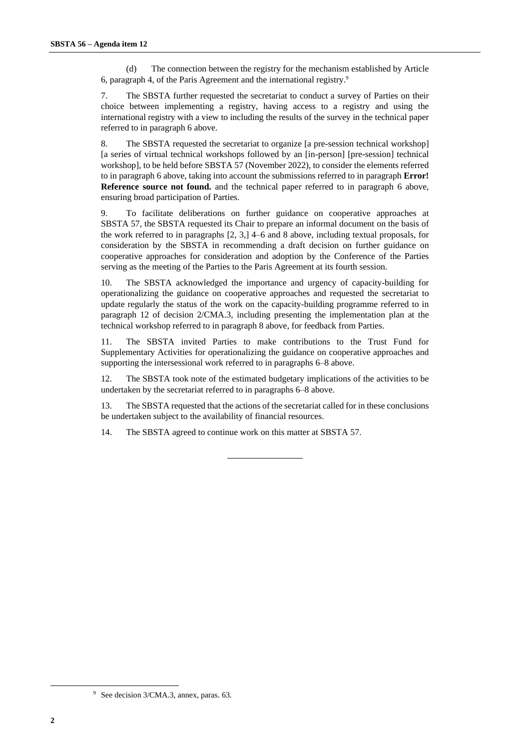(d) The connection between the registry for the mechanism established by Article 6, paragraph 4, of the Paris Agreement and the international registry.[9]

7. The SBSTA further requested the secretariat to conduct a survey of Parties on their choice between implementing a registry, having access to a registry and using the international registry with a view to including the results of the survey in the technical paper referred to in paragraph 6 above.

8. The SBSTA requested the secretariat to organize [a pre-session technical workshop] [a series of virtual technical workshops followed by an [in-person] [pre-session] technical workshop], to be held before SBSTA 57 (November 2022), to consider the elements referred to in paragraph 6 above, taking into account the submissions referred to in paragraph **Error! Reference source not found.** and the technical paper referred to in paragraph 6 above, ensuring broad participation of Parties.

9. To facilitate deliberations on further guidance on cooperative approaches at SBSTA 57, the SBSTA requested its Chair to prepare an informal document on the basis of the work referred to in paragraphs [2, 3,] 4–6 and 8 above, including textual proposals, for consideration by the SBSTA in recommending a draft decision on further guidance on cooperative approaches for consideration and adoption by the Conference of the Parties serving as the meeting of the Parties to the Paris Agreement at its fourth session.

10. The SBSTA acknowledged the importance and urgency of capacity-building for operationalizing the guidance on cooperative approaches and requested the secretariat to update regularly the status of the work on the capacity-building programme referred to in paragraph 12 of decision 2/CMA.3, including presenting the implementation plan at the technical workshop referred to in paragraph 8 above, for feedback from Parties.

11. The SBSTA invited Parties to make contributions to the Trust Fund for Supplementary Activities for operationalizing the guidance on cooperative approaches and supporting the intersessional work referred to in paragraphs 6–8 above.

12. The SBSTA took note of the estimated budgetary implications of the activities to be undertaken by the secretariat referred to in paragraphs 6–8 above.

13. The SBSTA requested that the actions of the secretariat called for in these conclusions be undertaken subject to the availability of financial resources.

14. The SBSTA agreed to continue work on this matter at SBSTA 57.

---

[9] See decision 3/CMA.3, annex, paras. 63.